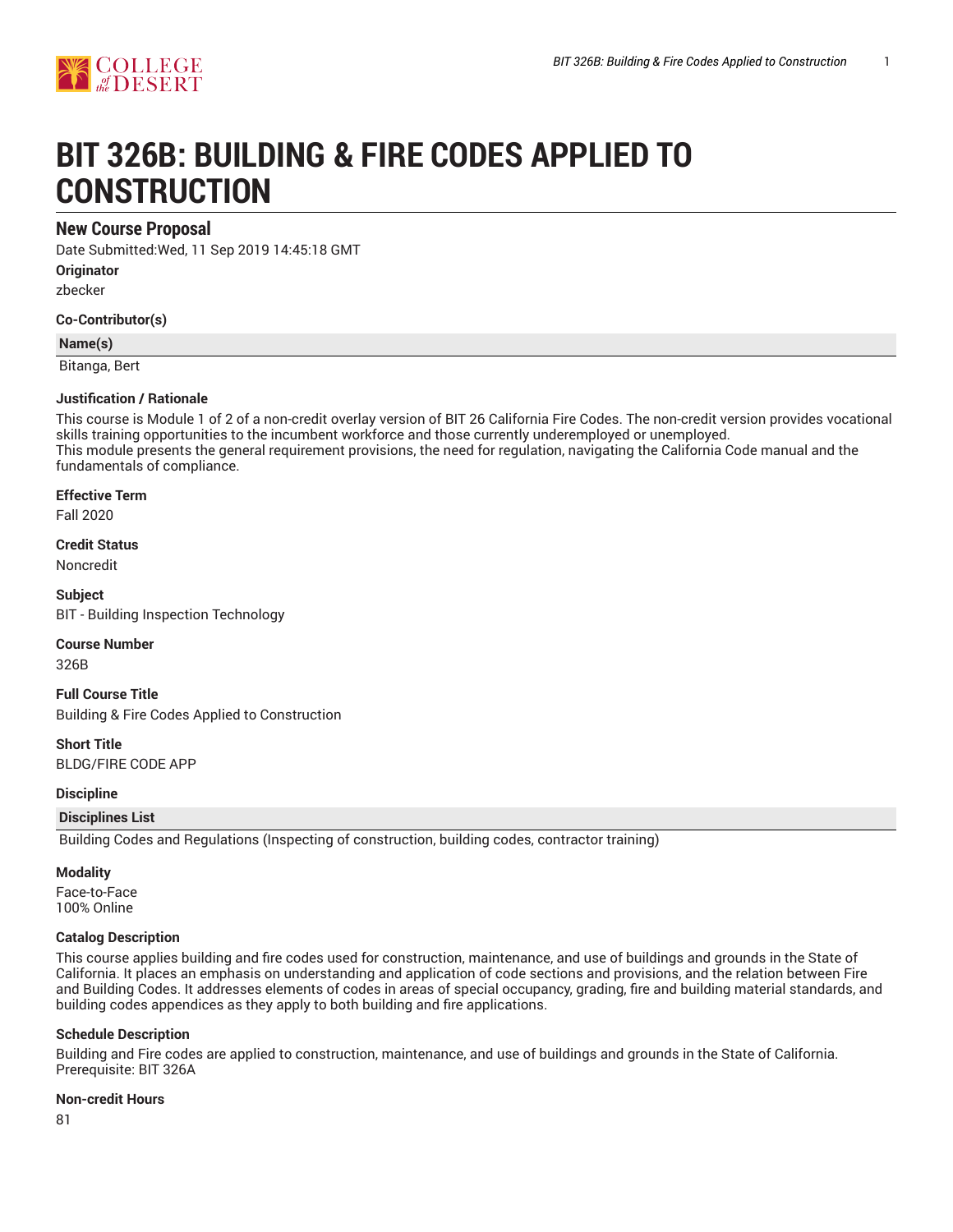# BIT 326B: BUILDING & FIRE CODES APPLIED TO CONSTRUCTION

## New Course Proposal

Date Submitted:Wed, 11 Sep 2019 14:45:18 GMT

**Originator**

zbecker

**Co-Contributor(s)**

| Name(s) |
| --- |
| Bitanga, Bert |

**Justification / Rationale**

This course is Module 1 of 2 of a non-credit overlay version of BIT 26 California Fire Codes. The non-credit version provides vocational skills training opportunities to the incumbent workforce and those currently underemployed or unemployed.
This module presents the general requirement provisions, the need for regulation, navigating the California Code manual and the fundamentals of compliance.

**Effective Term**

Fall 2020

**Credit Status**

Noncredit

**Subject**

BIT - Building Inspection Technology

**Course Number**

326B

**Full Course Title**

Building & Fire Codes Applied to Construction

**Short Title**

BLDG/FIRE CODE APP

**Discipline**

| Disciplines List |
| --- |
| Building Codes and Regulations (Inspecting of construction, building codes, contractor training) |

**Modality**

Face-to-Face
100% Online

**Catalog Description**

This course applies building and fire codes used for construction, maintenance, and use of buildings and grounds in the State of California. It places an emphasis on understanding and application of code sections and provisions, and the relation between Fire and Building Codes. It addresses elements of codes in areas of special occupancy, grading, fire and building material standards, and building codes appendices as they apply to both building and fire applications.

**Schedule Description**

Building and Fire codes are applied to construction, maintenance, and use of buildings and grounds in the State of California.
Prerequisite: BIT 326A

**Non-credit Hours**

81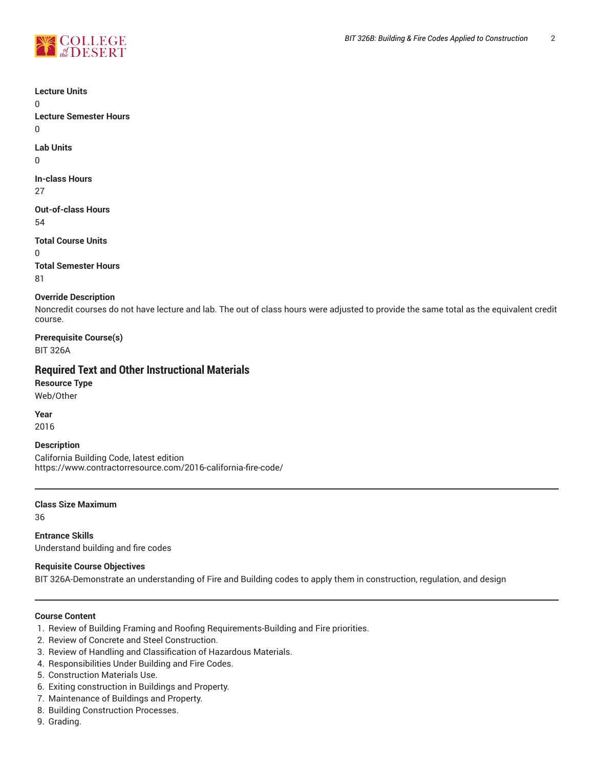**Lecture Units**
0

**Lecture Semester Hours**
0

**Lab Units**
0

**In-class Hours**
27

**Out-of-class Hours**
54

**Total Course Units**
0

**Total Semester Hours**
81

**Override Description**
Noncredit courses do not have lecture and lab. The out of class hours were adjusted to provide the same total as the equivalent credit course.

**Prerequisite Course(s)**
BIT 326A

## Required Text and Other Instructional Materials

**Resource Type**
Web/Other

**Year**
2016

**Description**
California Building Code, latest edition
https://www.contractorresource.com/2016-california-fire-code/

---

**Class Size Maximum**
36

**Entrance Skills**
Understand building and fire codes

**Requisite Course Objectives**
BIT 326A-Demonstrate an understanding of Fire and Building codes to apply them in construction, regulation, and design

---

**Course Content**

1. Review of Building Framing and Roofing Requirements-Building and Fire priorities.
2. Review of Concrete and Steel Construction.
3. Review of Handling and Classification of Hazardous Materials.
4. Responsibilities Under Building and Fire Codes.
5. Construction Materials Use.
6. Exiting construction in Buildings and Property.
7. Maintenance of Buildings and Property.
8. Building Construction Processes.
9. Grading.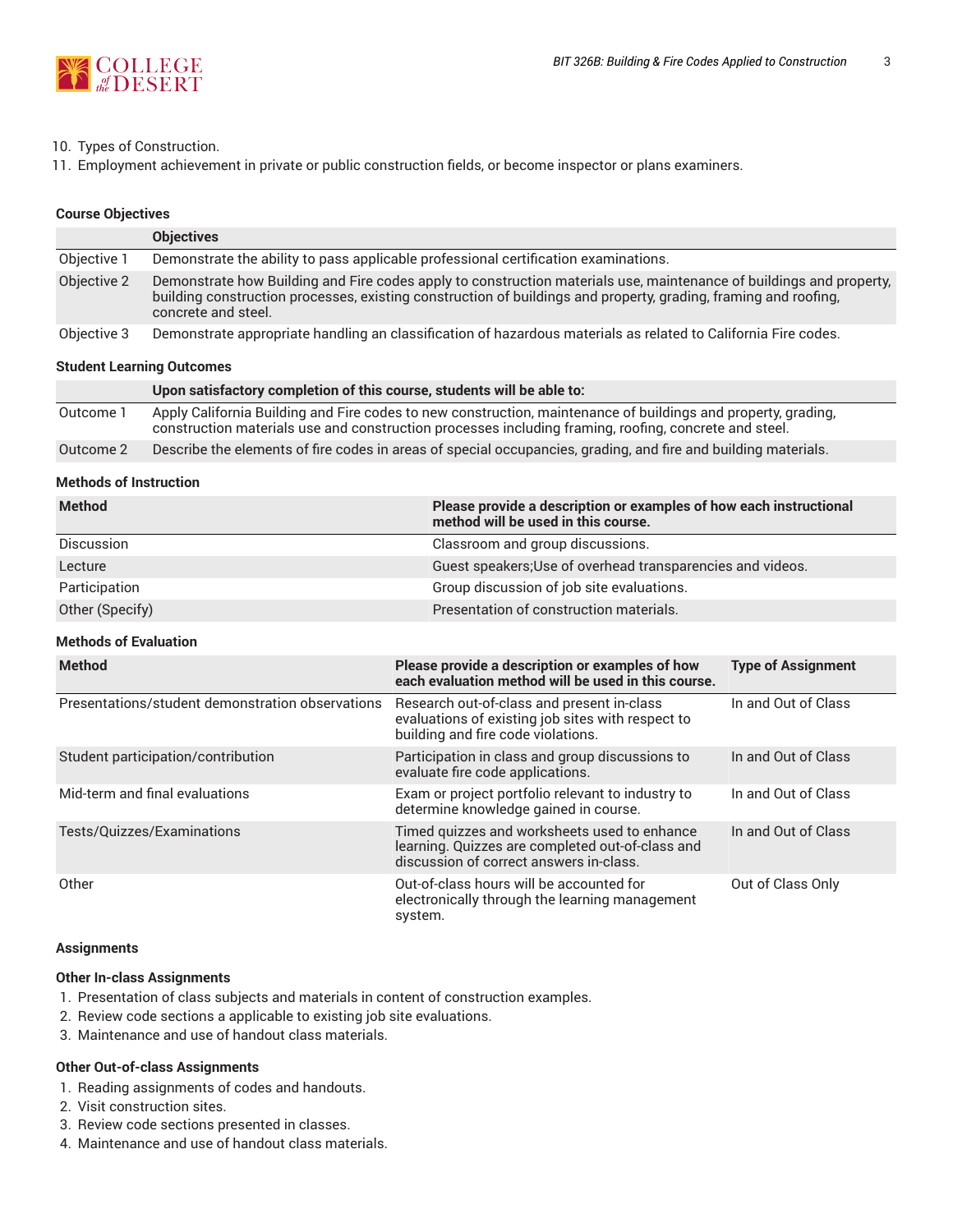10. Types of Construction.
11. Employment achievement in private or public construction fields, or become inspector or plans examiners.

### Course Objectives

| | Objectives |
|---|---|
| Objective 1 | Demonstrate the ability to pass applicable professional certification examinations. |
| Objective 2 | Demonstrate how Building and Fire codes apply to construction materials use, maintenance of buildings and property, building construction processes, existing construction of buildings and property, grading, framing and roofing, concrete and steel. |
| Objective 3 | Demonstrate appropriate handling an classification of hazardous materials as related to California Fire codes. |

### Student Learning Outcomes

| | Upon satisfactory completion of this course, students will be able to: |
|---|---|
| Outcome 1 | Apply California Building and Fire codes to new construction, maintenance of buildings and property, grading, construction materials use and construction processes including framing, roofing, concrete and steel. |
| Outcome 2 | Describe the elements of fire codes in areas of special occupancies, grading, and fire and building materials. |

### Methods of Instruction

| Method | Please provide a description or examples of how each instructional method will be used in this course. |
|---|---|
| Discussion | Classroom and group discussions. |
| Lecture | Guest speakers;Use of overhead transparencies and videos. |
| Participation | Group discussion of job site evaluations. |
| Other (Specify) | Presentation of construction materials. |

### Methods of Evaluation

| Method | Please provide a description or examples of how each evaluation method will be used in this course. | Type of Assignment |
|---|---|---|
| Presentations/student demonstration observations | Research out-of-class and present in-class evaluations of existing job sites with respect to building and fire code violations. | In and Out of Class |
| Student participation/contribution | Participation in class and group discussions to evaluate fire code applications. | In and Out of Class |
| Mid-term and final evaluations | Exam or project portfolio relevant to industry to determine knowledge gained in course. | In and Out of Class |
| Tests/Quizzes/Examinations | Timed quizzes and worksheets used to enhance learning. Quizzes are completed out-of-class and discussion of correct answers in-class. | In and Out of Class |
| Other | Out-of-class hours will be accounted for electronically through the learning management system. | Out of Class Only |

### Assignments

#### Other In-class Assignments

1. Presentation of class subjects and materials in content of construction examples.
2. Review code sections a applicable to existing job site evaluations.
3. Maintenance and use of handout class materials.

#### Other Out-of-class Assignments

1. Reading assignments of codes and handouts.
2. Visit construction sites.
3. Review code sections presented in classes.
4. Maintenance and use of handout class materials.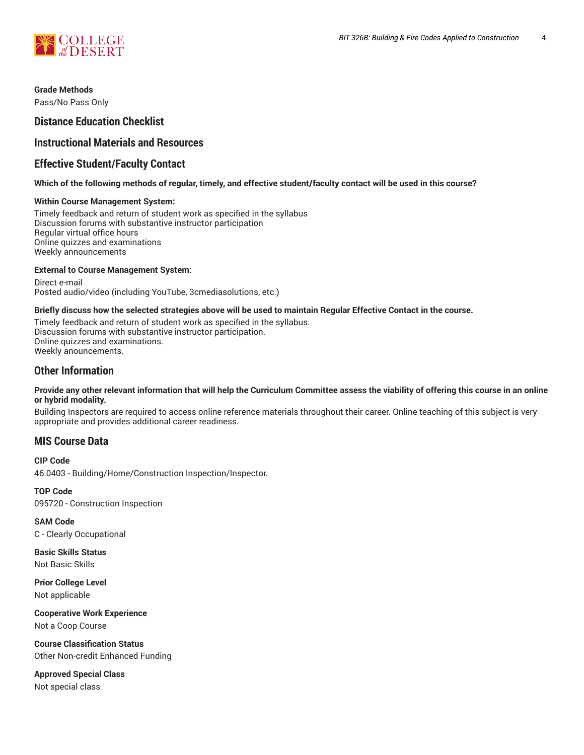**Grade Methods**

Pass/No Pass Only

## Distance Education Checklist

## Instructional Materials and Resources

## Effective Student/Faculty Contact

**Which of the following methods of regular, timely, and effective student/faculty contact will be used in this course?**

**Within Course Management System:**

Timely feedback and return of student work as specified in the syllabus
Discussion forums with substantive instructor participation
Regular virtual office hours
Online quizzes and examinations
Weekly announcements

**External to Course Management System:**

Direct e-mail
Posted audio/video (including YouTube, 3cmediasolutions, etc.)

**Briefly discuss how the selected strategies above will be used to maintain Regular Effective Contact in the course.**

Timely feedback and return of student work as specified in the syllabus.
Discussion forums with substantive instructor participation.
Online quizzes and examinations.
Weekly anouncements.

## Other Information

**Provide any other relevant information that will help the Curriculum Committee assess the viability of offering this course in an online or hybrid modality.**

Building Inspectors are required to access online reference materials throughout their career. Online teaching of this subject is very appropriate and provides additional career readiness.

## MIS Course Data

**CIP Code**

46.0403 - Building/Home/Construction Inspection/Inspector.

**TOP Code**

095720 - Construction Inspection

**SAM Code**

C - Clearly Occupational

**Basic Skills Status**

Not Basic Skills

**Prior College Level**

Not applicable

**Cooperative Work Experience**

Not a Coop Course

**Course Classification Status**

Other Non-credit Enhanced Funding

**Approved Special Class**

Not special class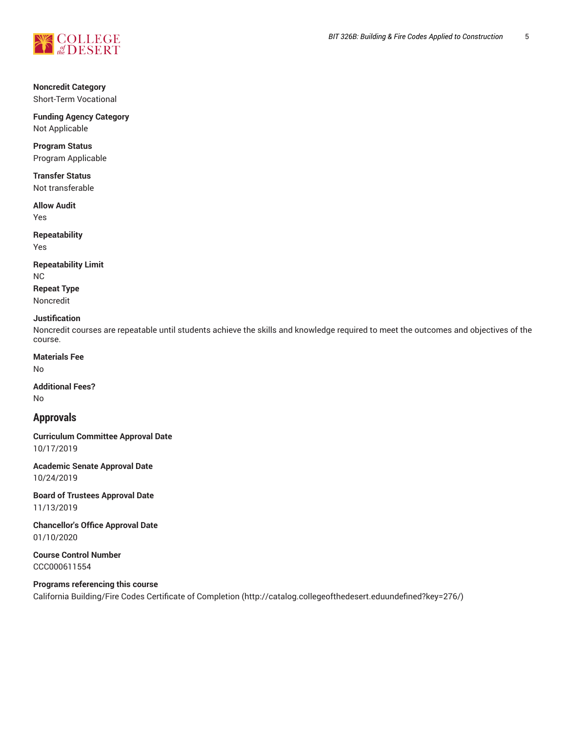**Noncredit Category**
Short-Term Vocational

**Funding Agency Category**
Not Applicable

**Program Status**
Program Applicable

**Transfer Status**
Not transferable

**Allow Audit**
Yes

**Repeatability**
Yes

**Repeatability Limit**
NC

**Repeat Type**
Noncredit

**Justification**
Noncredit courses are repeatable until students achieve the skills and knowledge required to meet the outcomes and objectives of the course.

**Materials Fee**
No

**Additional Fees?**
No

## Approvals

**Curriculum Committee Approval Date**
10/17/2019

**Academic Senate Approval Date**
10/24/2019

**Board of Trustees Approval Date**
11/13/2019

**Chancellor's Office Approval Date**
01/10/2020

**Course Control Number**
CCC000611554

**Programs referencing this course**
California Building/Fire Codes Certificate of Completion (http://catalog.collegeofthedesert.eduundefined?key=276/)